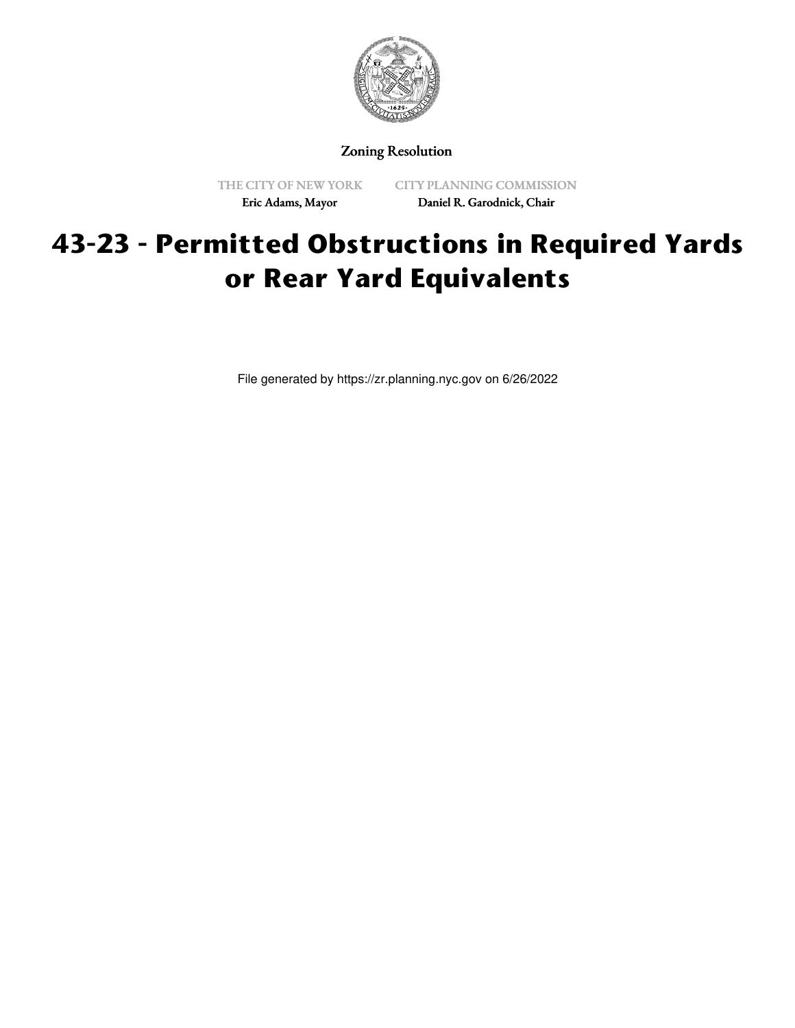Zoning Resolution

THE CITY OF NEW YORK
Eric Adams, Mayor

CITY PLANNING COMMISSION
Daniel R. Garodnick, Chair

# 43-23 - Permitted Obstructions in Required Yards or Rear Yard Equivalents

File generated by https://zr.planning.nyc.gov on 6/26/2022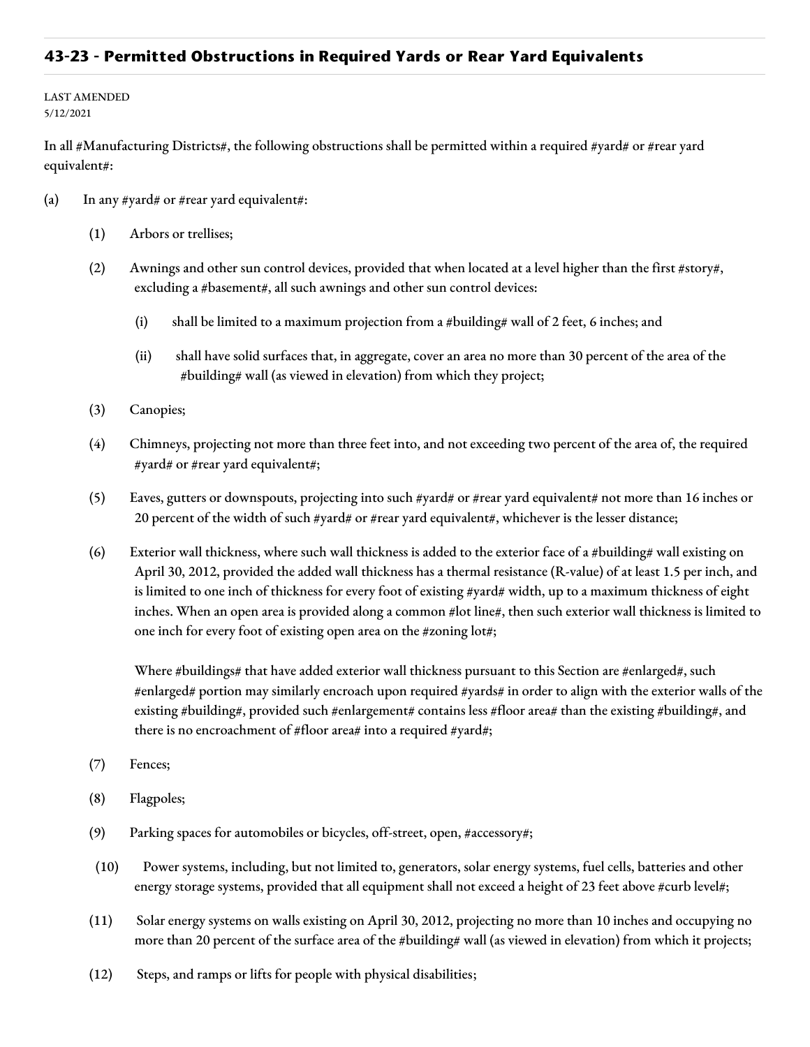## 43-23 - Permitted Obstructions in Required Yards or Rear Yard Equivalents

LAST AMENDED
5/12/2021

In all #Manufacturing Districts#, the following obstructions shall be permitted within a required #yard# or #rear yard equivalent#:

(a) In any #yard# or #rear yard equivalent#:

(1) Arbors or trellises;

(2) Awnings and other sun control devices, provided that when located at a level higher than the first #story#, excluding a #basement#, all such awnings and other sun control devices:

(i) shall be limited to a maximum projection from a #building# wall of 2 feet, 6 inches; and

(ii) shall have solid surfaces that, in aggregate, cover an area no more than 30 percent of the area of the #building# wall (as viewed in elevation) from which they project;

(3) Canopies;

(4) Chimneys, projecting not more than three feet into, and not exceeding two percent of the area of, the required #yard# or #rear yard equivalent#;

(5) Eaves, gutters or downspouts, projecting into such #yard# or #rear yard equivalent# not more than 16 inches or 20 percent of the width of such #yard# or #rear yard equivalent#, whichever is the lesser distance;

(6) Exterior wall thickness, where such wall thickness is added to the exterior face of a #building# wall existing on April 30, 2012, provided the added wall thickness has a thermal resistance (R-value) of at least 1.5 per inch, and is limited to one inch of thickness for every foot of existing #yard# width, up to a maximum thickness of eight inches. When an open area is provided along a common #lot line#, then such exterior wall thickness is limited to one inch for every foot of existing open area on the #zoning lot#;

Where #buildings# that have added exterior wall thickness pursuant to this Section are #enlarged#, such #enlarged# portion may similarly encroach upon required #yards# in order to align with the exterior walls of the existing #building#, provided such #enlargement# contains less #floor area# than the existing #building#, and there is no encroachment of #floor area# into a required #yard#;

(7) Fences;

(8) Flagpoles;

(9) Parking spaces for automobiles or bicycles, off-street, open, #accessory#;

(10) Power systems, including, but not limited to, generators, solar energy systems, fuel cells, batteries and other energy storage systems, provided that all equipment shall not exceed a height of 23 feet above #curb level#;

(11) Solar energy systems on walls existing on April 30, 2012, projecting no more than 10 inches and occupying no more than 20 percent of the surface area of the #building# wall (as viewed in elevation) from which it projects;

(12) Steps, and ramps or lifts for people with physical disabilities;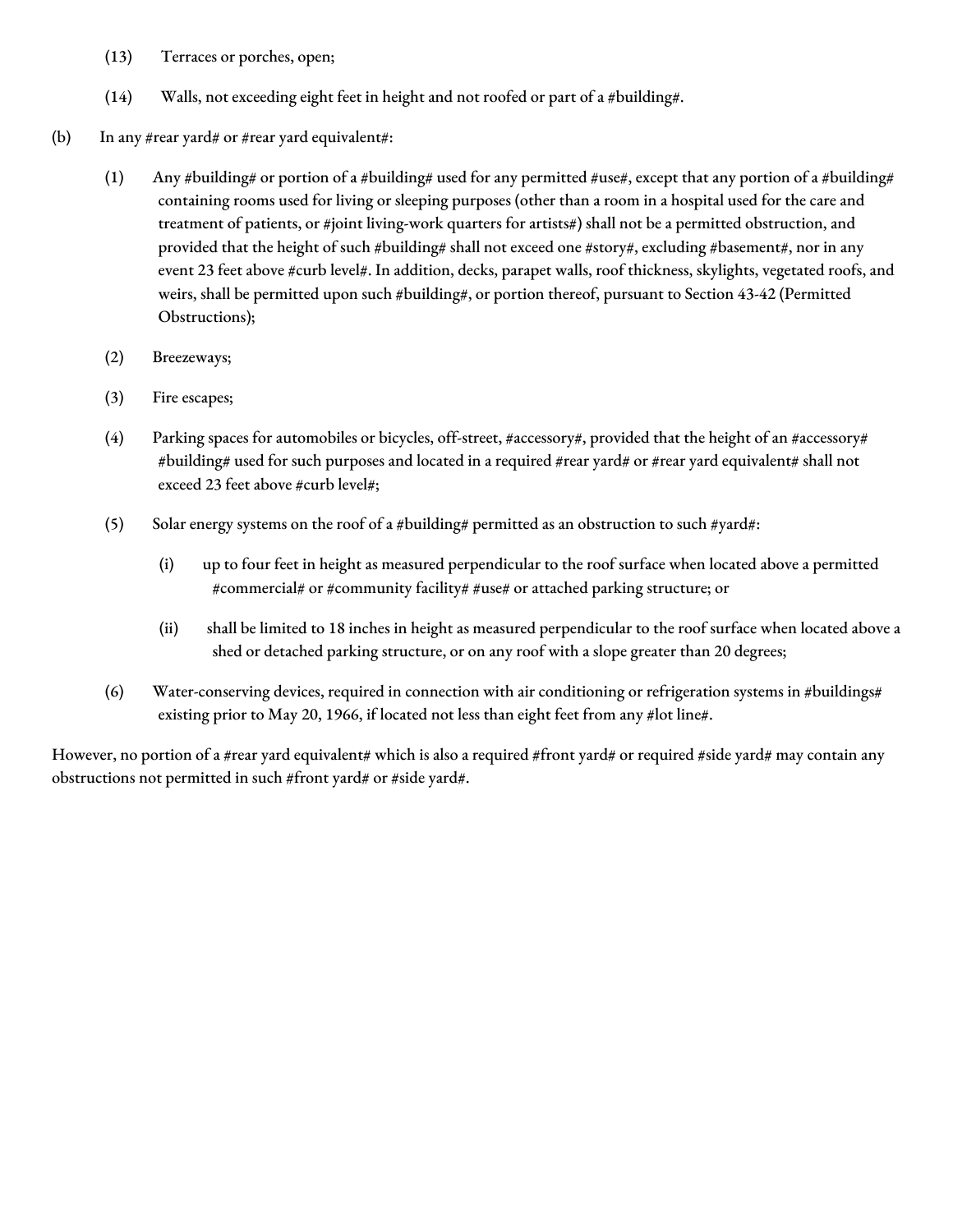(13) Terraces or porches, open;

(14) Walls, not exceeding eight feet in height and not roofed or part of a #building#.

(b) In any #rear yard# or #rear yard equivalent#:

(1) Any #building# or portion of a #building# used for any permitted #use#, except that any portion of a #building# containing rooms used for living or sleeping purposes (other than a room in a hospital used for the care and treatment of patients, or #joint living-work quarters for artists#) shall not be a permitted obstruction, and provided that the height of such #building# shall not exceed one #story#, excluding #basement#, nor in any event 23 feet above #curb level#. In addition, decks, parapet walls, roof thickness, skylights, vegetated roofs, and weirs, shall be permitted upon such #building#, or portion thereof, pursuant to Section 43-42 (Permitted Obstructions);

(2) Breezeways;

(3) Fire escapes;

(4) Parking spaces for automobiles or bicycles, off-street, #accessory#, provided that the height of an #accessory# #building# used for such purposes and located in a required #rear yard# or #rear yard equivalent# shall not exceed 23 feet above #curb level#;

(5) Solar energy systems on the roof of a #building# permitted as an obstruction to such #yard#:

(i) up to four feet in height as measured perpendicular to the roof surface when located above a permitted #commercial# or #community facility# #use# or attached parking structure; or

(ii) shall be limited to 18 inches in height as measured perpendicular to the roof surface when located above a shed or detached parking structure, or on any roof with a slope greater than 20 degrees;

(6) Water-conserving devices, required in connection with air conditioning or refrigeration systems in #buildings# existing prior to May 20, 1966, if located not less than eight feet from any #lot line#.

However, no portion of a #rear yard equivalent# which is also a required #front yard# or required #side yard# may contain any obstructions not permitted in such #front yard# or #side yard#.